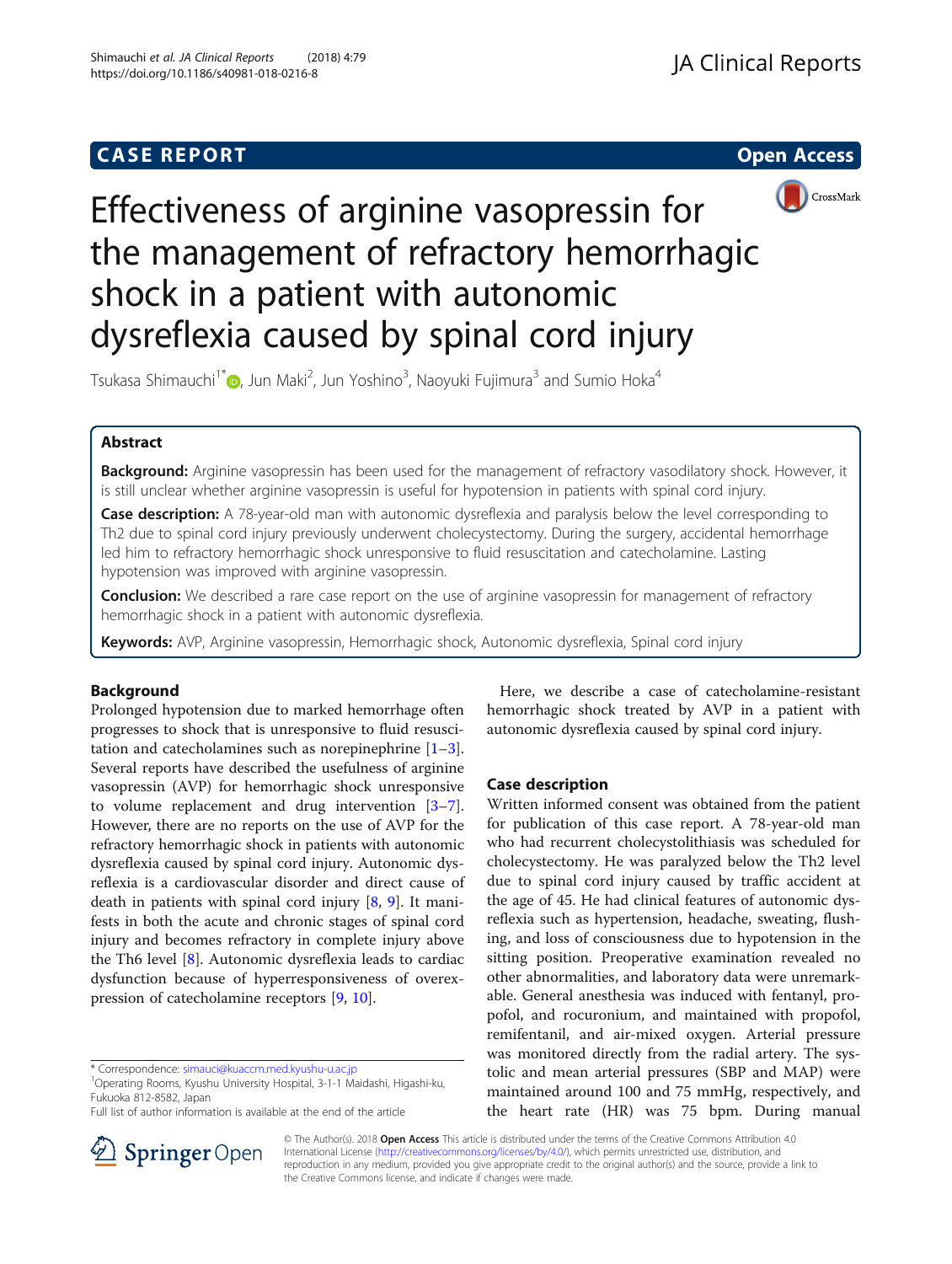**CASE REPORT** **Open Access**

# Effectiveness of arginine vasopressin for the management of refractory hemorrhagic shock in a patient with autonomic dysreflexia caused by spinal cord injury

Tsukasa Shimauchi[1*], Jun Maki[2], Jun Yoshino[3], Naoyuki Fujimura[3] and Sumio Hoka[4]

## Abstract

**Background:** Arginine vasopressin has been used for the management of refractory vasodilatory shock. However, it is still unclear whether arginine vasopressin is useful for hypotension in patients with spinal cord injury.

**Case description:** A 78-year-old man with autonomic dysreflexia and paralysis below the level corresponding to Th2 due to spinal cord injury previously underwent cholecystectomy. During the surgery, accidental hemorrhage led him to refractory hemorrhagic shock unresponsive to fluid resuscitation and catecholamine. Lasting hypotension was improved with arginine vasopressin.

**Conclusion:** We described a rare case report on the use of arginine vasopressin for management of refractory hemorrhagic shock in a patient with autonomic dysreflexia.

**Keywords:** AVP, Arginine vasopressin, Hemorrhagic shock, Autonomic dysreflexia, Spinal cord injury

## Background

Prolonged hypotension due to marked hemorrhage often progresses to shock that is unresponsive to fluid resuscitation and catecholamines such as norepinephrine [1–3]. Several reports have described the usefulness of arginine vasopressin (AVP) for hemorrhagic shock unresponsive to volume replacement and drug intervention [3–7]. However, there are no reports on the use of AVP for the refractory hemorrhagic shock in patients with autonomic dysreflexia caused by spinal cord injury. Autonomic dysreflexia is a cardiovascular disorder and direct cause of death in patients with spinal cord injury [8, 9]. It manifests in both the acute and chronic stages of spinal cord injury and becomes refractory in complete injury above the Th6 level [8]. Autonomic dysreflexia leads to cardiac dysfunction because of hyperresponsiveness of overexpression of catecholamine receptors [9, 10].

Here, we describe a case of catecholamine-resistant hemorrhagic shock treated by AVP in a patient with autonomic dysreflexia caused by spinal cord injury.

## Case description

Written informed consent was obtained from the patient for publication of this case report. A 78-year-old man who had recurrent cholecystolithiasis was scheduled for cholecystectomy. He was paralyzed below the Th2 level due to spinal cord injury caused by traffic accident at the age of 45. He had clinical features of autonomic dysreflexia such as hypertension, headache, sweating, flushing, and loss of consciousness due to hypotension in the sitting position. Preoperative examination revealed no other abnormalities, and laboratory data were unremarkable. General anesthesia was induced with fentanyl, propofol, and rocuronium, and maintained with propofol, remifentanil, and air-mixed oxygen. Arterial pressure was monitored directly from the radial artery. The systolic and mean arterial pressures (SBP and MAP) were maintained around 100 and 75 mmHg, respectively, and the heart rate (HR) was 75 bpm. During manual

\* Correspondence: simauci@kuaccm.med.kyushu-u.ac.jp
[1]Operating Rooms, Kyushu University Hospital, 3-1-1 Maidashi, Higashi-ku, Fukuoka 812-8582, Japan
Full list of author information is available at the end of the article

© The Author(s). 2018 **Open Access** This article is distributed under the terms of the Creative Commons Attribution 4.0 International License (http://creativecommons.org/licenses/by/4.0/), which permits unrestricted use, distribution, and reproduction in any medium, provided you give appropriate credit to the original author(s) and the source, provide a link to the Creative Commons license, and indicate if changes were made.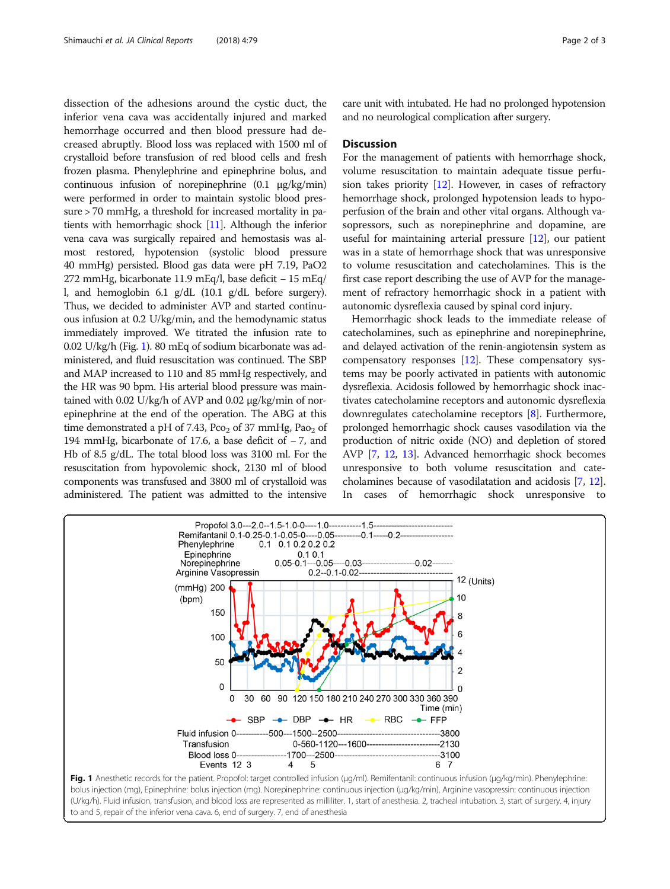dissection of the adhesions around the cystic duct, the inferior vena cava was accidentally injured and marked hemorrhage occurred and then blood pressure had decreased abruptly. Blood loss was replaced with 1500 ml of crystalloid before transfusion of red blood cells and fresh frozen plasma. Phenylephrine and epinephrine bolus, and continuous infusion of norepinephrine (0.1 μg/kg/min) were performed in order to maintain systolic blood pressure > 70 mmHg, a threshold for increased mortality in patients with hemorrhagic shock [11]. Although the inferior vena cava was surgically repaired and hemostasis was almost restored, hypotension (systolic blood pressure 40 mmHg) persisted. Blood gas data were pH 7.19, PaO2 272 mmHg, bicarbonate 11.9 mEq/l, base deficit − 15 mEq/l, and hemoglobin 6.1 g/dL (10.1 g/dL before surgery). Thus, we decided to administer AVP and started continuous infusion at 0.2 U/kg/min, and the hemodynamic status immediately improved. We titrated the infusion rate to 0.02 U/kg/h (Fig. 1). 80 mEq of sodium bicarbonate was administered, and fluid resuscitation was continued. The SBP and MAP increased to 110 and 85 mmHg respectively, and the HR was 90 bpm. His arterial blood pressure was maintained with 0.02 U/kg/h of AVP and 0.02 μg/kg/min of norepinephrine at the end of the operation. The ABG at this time demonstrated a pH of 7.43, $Pco_2$ of 37 mmHg, $Pao_2$ of 194 mmHg, bicarbonate of 17.6, a base deficit of − 7, and Hb of 8.5 g/dL. The total blood loss was 3100 ml. For the resuscitation from hypovolemic shock, 2130 ml of blood components was transfused and 3800 ml of crystalloid was administered. The patient was admitted to the intensive care unit with intubated. He had no prolonged hypotension and no neurological complication after surgery.

## Discussion

For the management of patients with hemorrhage shock, volume resuscitation to maintain adequate tissue perfusion takes priority [12]. However, in cases of refractory hemorrhage shock, prolonged hypotension leads to hypoperfusion of the brain and other vital organs. Although vasopressors, such as norepinephrine and dopamine, are useful for maintaining arterial pressure [12], our patient was in a state of hemorrhage shock that was unresponsive to volume resuscitation and catecholamines. This is the first case report describing the use of AVP for the management of refractory hemorrhagic shock in a patient with autonomic dysreflexia caused by spinal cord injury.

Hemorrhagic shock leads to the immediate release of catecholamines, such as epinephrine and norepinephrine, and delayed activation of the renin-angiotensin system as compensatory responses [12]. These compensatory systems may be poorly activated in patients with autonomic dysreflexia. Acidosis followed by hemorrhagic shock inactivates catecholamine receptors and autonomic dysreflexia downregulates catecholamine receptors [8]. Furthermore, prolonged hemorrhagic shock causes vasodilation via the production of nitric oxide (NO) and depletion of stored AVP [7, 12, 13]. Advanced hemorrhagic shock becomes unresponsive to both volume resuscitation and catecholamines because of vasodilatation and acidosis [7, 12]. In cases of hemorrhagic shock unresponsive to

Fig. 1 Anesthetic records for the patient. Propofol: target controlled infusion (μg/ml). Remifentanil: continuous infusion (μg/kg/min). Phenylephrine: bolus injection (mg), Epinephrine: bolus injection (mg). Norepinephrine: continuous injection (μg/kg/min), Arginine vasopressin: continuous injection (U/kg/h). Fluid infusion, transfusion, and blood loss are represented as milliliter. 1, start of anesthesia. 2, tracheal intubation. 3, start of surgery. 4, injury to and 5, repair of the inferior vena cava. 6, end of surgery. 7, end of anesthesia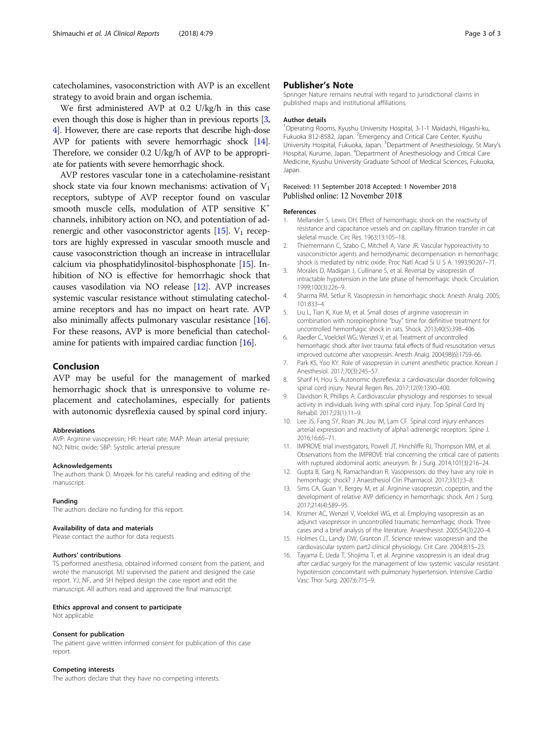catecholamines, vasoconstriction with AVP is an excellent strategy to avoid brain and organ ischemia.

We first administered AVP at 0.2 U/kg/h in this case even though this dose is higher than in previous reports [3, 4]. However, there are case reports that describe high-dose AVP for patients with severe hemorrhagic shock [14]. Therefore, we consider 0.2 U/kg/h of AVP to be appropriate for patients with severe hemorrhagic shock.

AVP restores vascular tone in a catecholamine-resistant shock state via four known mechanisms: activation of $V_1$ receptors, subtype of AVP receptor found on vascular smooth muscle cells, modulation of ATP sensitive $K^+$ channels, inhibitory action on NO, and potentiation of adrenergic and other vasoconstrictor agents [15]. $V_1$ receptors are highly expressed in vascular smooth muscle and cause vasoconstriction though an increase in intracellular calcium via phosphatidylinositol-bisphosphonate [15]. Inhibition of NO is effective for hemorrhagic shock that causes vasodilation via NO release [12]. AVP increases systemic vascular resistance without stimulating catecholamine receptors and has no impact on heart rate. AVP also minimally affects pulmonary vascular resistance [16]. For these reasons, AVP is more beneficial than catecholamine for patients with impaired cardiac function [16].

## Conclusion

AVP may be useful for the management of marked hemorrhagic shock that is unresponsive to volume replacement and catecholamines, especially for patients with autonomic dysreflexia caused by spinal cord injury.

### Abbreviations

AVP: Arginine vasopressin; HR: Heart rate; MAP: Mean arterial pressure; NO: Nitric oxide; SBP: Systolic arterial pressure

### Acknowledgements

The authors thank D. Mrozek for his careful reading and editing of the manuscript.

### Funding

The authors declare no funding for this report.

### Availability of data and materials

Please contact the author for data requests.

### Authors' contributions

TS performed anesthesia, obtained informed consent from the patient, and wrote the manuscript. MJ supervised the patient and designed the case report. YJ, NF, and SH helped design the case report and edit the manuscript. All authors read and approved the final manuscript.

### Ethics approval and consent to participate

Not applicable.

### Consent for publication

The patient gave written informed consent for publication of this case report.

### Competing interests

The authors declare that they have no competing interests.

## Publisher's Note

Springer Nature remains neutral with regard to jurisdictional claims in published maps and institutional affiliations.

### Author details

[1]Operating Rooms, Kyushu University Hospital, 3-1-1 Maidashi, Higashi-ku, Fukuoka 812-8582, Japan. [2]Emergency and Critical Care Center, Kyushu University Hospital, Fukuoka, Japan. [3]Department of Anesthesiology, St Mary's Hospital, Kurume, Japan. [4]Department of Anesthesiology and Critical Care Medicine, Kyushu University Graduate School of Medical Sciences, Fukuoka, Japan.

Received: 11 September 2018 Accepted: 1 November 2018
Published online: 12 November 2018

### References

1. Mellander S, Lewis DH. Effect of hemorrhagic shock on the reactivity of resistance and capacitance vessels and on capillary filtration transfer in cat skeletal muscle. Circ Res. 1963;13:105–18.
2. Thiemermann C, Szabo C, Mitchell A, Vane JR. Vascular hyporeactivity to vasoconstrictor agents and hemodynamic decompensation in hemorrhagic shock is mediated by nitric oxide. Proc Natl Acad Si U S A. 1993;90:267–71.
3. Morales D, Madigan J, Cullinane S, et al. Reversal by vasopressin of intractable hypotension in the late phase of hemorrhagic shock. Circulation. 1999;100(3):226–9.
4. Sharma RM, Setlur R. Vasopressin in hemorrhagic shock. Anesth Analg. 2005; 101:833–4.
5. Liu L, Tian K, Xue M, et al. Small doses of arginine vasopressin in combination with norepinephrine "buy" time for definitive treatment for uncontrolled hemorrhagic shock in rats. Shock. 2013;40(5):398–406.
6. Raedler C, Voelckel WG, Wenzel V, et al. Treatment of uncontrolled hemorrhagic shock after liver trauma: fatal effects of fluid resuscitation versus improved outcome after vasopressin. Anesth Analg. 2004;98(6):1759–66.
7. Park KS, Yoo KY. Role of vasopressin in current anesthetic practice. Korean J Anesthesiol. 2017;70(3):245–57.
8. Sharif H, Hou S. Autonomic dysreflexia: a cardiovascular disorder following spinal cord injury. Neural Regen Res. 2017;12(9):1390–400.
9. Davidson R, Phillips A. Cardiovascular physiology and responses to sexual activity in individuals living with spinal cord injury. Top Spinal Cord Inj Rehabil. 2017;23(1):11–9.
10. Lee JS, Fang SY, Roan JN, Jou IM, Lam CF. Spinal cord injury enhances arterial expression and reactivity of alpha1-adrenergic receptors. Spine J. 2016;16:65–71.
11. IMPROVE trial investigators, Powell JT, Hinchliffe RJ, Thompson MM, et al. Observations from the IMPROVE trial concerning the critical care of patients with ruptured abdominal aortic aneurysm. Br J Surg. 2014;101(3):216–24.
12. Gupta B, Garg N, Ramachandran R. Vasopressors: do they have any role in hemorrhagic shock? J Anaesthesiol Clin Pharmacol. 2017;33(1):3–8.
13. Sims CA, Guan Y, Bergey M, et al. Arginine vasopressin, copeptin, and the development of relative AVP deficiency in hemorrhagic shock. Am J Surg. 2017;214(4):589–95.
14. Krismer AC, Wenzel V, Voelckel WG, et al. Employing vasopressin as an adjunct vasopressor in uncontrolled traumatic hemorrhagic shock. Three cases and a brief analysis of the literature. Anaesthesist. 2005;54(3):220–4.
15. Holmes CL, Landy DW, Granton JT. Science review: vasopressin and the cardiovascular system part2-clinical physiology. Crit Care. 2004;8:15–23.
16. Tayama E, Ueda T, Shojima T, et al. Arginine vasopressin is an ideal drug after cardiac surgery for the management of low systemic vascular resistant hypotension concomitant with pulmonary hypertension. Intensive Cardio Vasc Thor Surg. 2007;6:715–9.